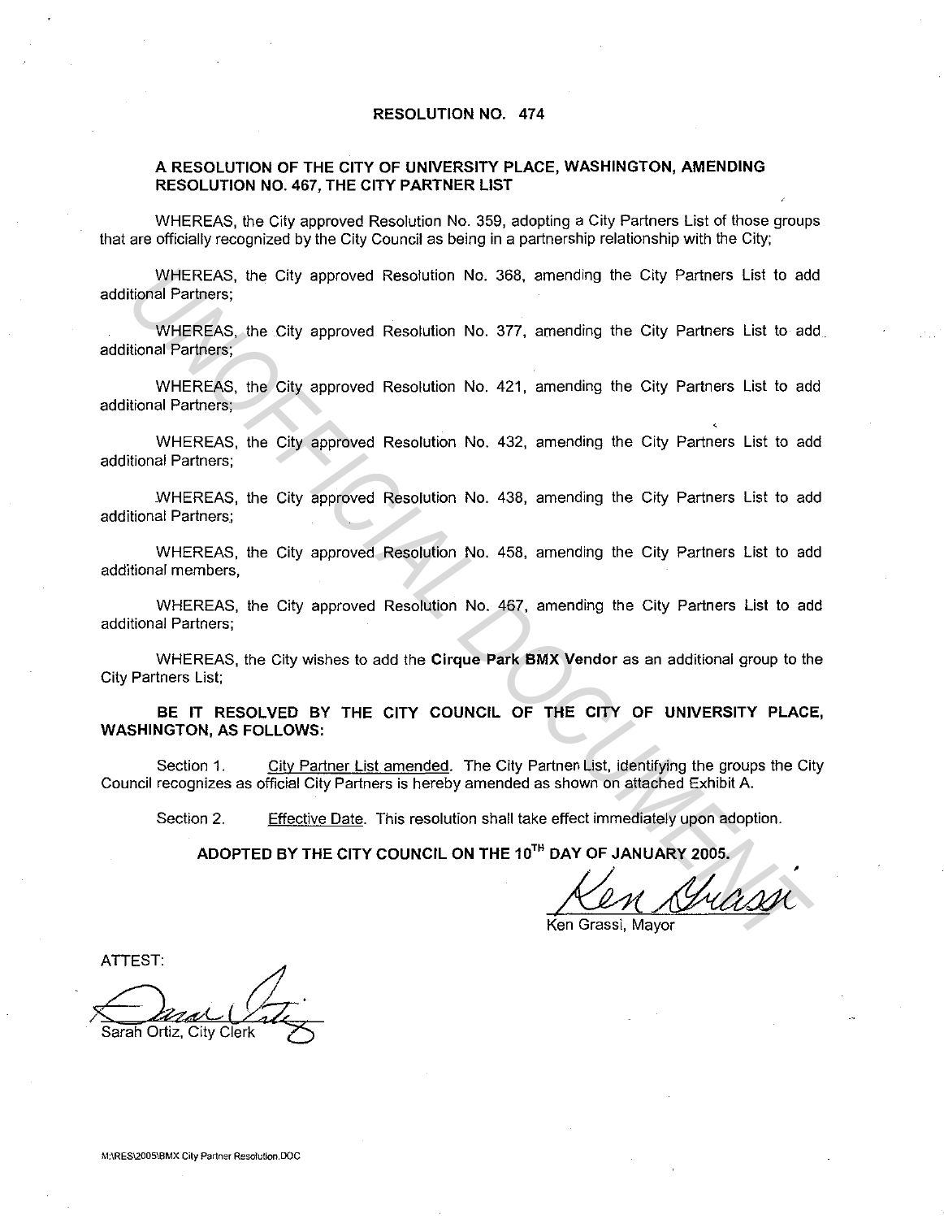# RESOLUTION NO. 474

## A RESOLUTION OF THE CITY OF UNIVERSITY PLACE, WASHINGTON, AMENDING RESOLUTION NO. 467, THE CITY PARTNER LIST

WHEREAS, the City approved Resolution No. 359, adopting a City Partners List of those groups that are officially recognized by the City Council as being in a partnership relationship with the City;

WHEREAS, the City approved Resolution No. 368, amending the City Partners List to add additional Partners;

WHEREAS, the City approved Resolution No. 377, amending the City Partners List to add additional Partners;

WHEREAS, the City approved Resolution No. 421, amending the City Partners List to add additional Partners;

WHEREAS, the City approved Resolution No. 432, amending the City Partners List to add additional Partners;

WHEREAS, the City approved Resolution No. 438, amending the City Partners List to add additional Partners;

WHEREAS, the City approved Resolution No. 458, amending the City Partners List to add additional members,

WHEREAS, the City approved Resolution No. 467, amending the City Partners List to add additional Partners;

WHEREAS, the City wishes to add the **Cirque Park BMX Vendor** as an additional group to the City Partners List;

**BE IT RESOLVED BY THE CITY COUNCIL OF THE CITY OF UNIVERSITY PLACE, WASHINGTON, AS FOLLOWS:**

Section 1. City Partner List amended. The City Partner List, identifying the groups the City Council recognizes as official City Partners is hereby amended as shown on attached Exhibit A.

Section 2. Effective Date. This resolution shall take effect immediately upon adoption.

**ADOPTED BY THE CITY COUNCIL ON THE 10TH DAY OF JANUARY 2005.**

Ken Grassi, Mayor

ATTEST:

Sarah Ortiz, City Clerk

M:\RES\2005\BMX City Partner Resolution.DOC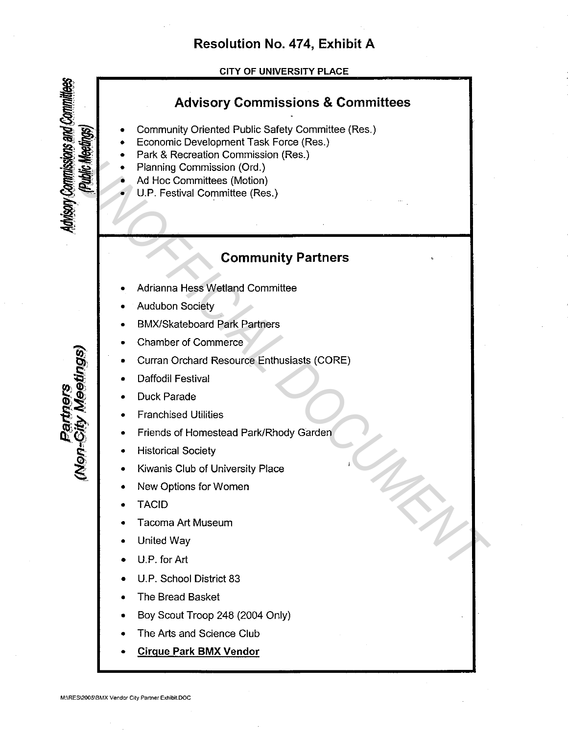# Resolution No. 474, Exhibit A

CITY OF UNIVERSITY PLACE

*Advisory Commissions and Committees (Public Meetings)*

## Advisory Commissions & Committees

- Community Oriented Public Safety Committee (Res.)
- Economic Development Task Force (Res.)
- Park & Recreation Commission (Res.)
- Planning Commission (Ord.)
- Ad Hoc Committees (Motion)
- U.P. Festival Committee (Res.)

*Partners (Non-City Meetings)*

## Community Partners

- Adrianna Hess Wetland Committee
- Audubon Society
- BMX/Skateboard Park Partners
- Chamber of Commerce
- Curran Orchard Resource Enthusiasts (CORE)
- Daffodil Festival
- Duck Parade
- Franchised Utilities
- Friends of Homestead Park/Rhody Garden
- Historical Society
- Kiwanis Club of University Place
- New Options for Women
- TACID
- Tacoma Art Museum
- United Way
- U.P. for Art
- U.P. School District 83
- The Bread Basket
- Boy Scout Troop 248 (2004 Only)
- The Arts and Science Club
- **<u>Cirque Park BMX Vendor</u>**

M:\RES\2005\BMX Vendor City Partner Exhibit.DOC